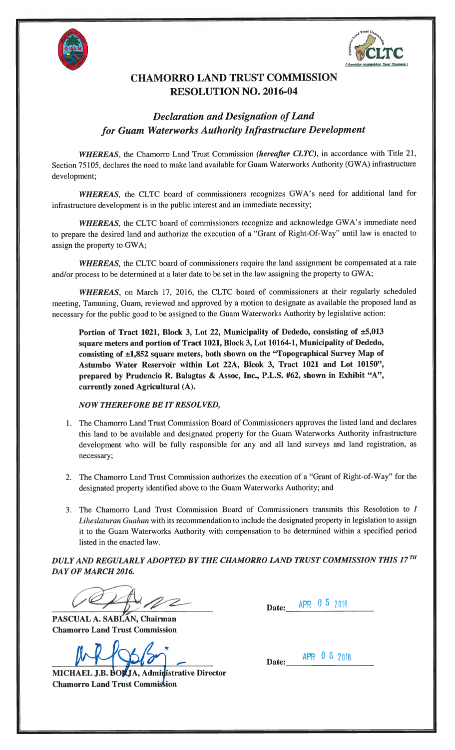# CHAMORRO LAND TRUST COMMISSION
# RESOLUTION NO. 2016-04

## *Declaration and Designation of Land for Guam Waterworks Authority Infrastructure Development*

***WHEREAS***, the Chamorro Land Trust Commission ***(hereafter CLTC)***, in accordance with Title 21, Section 75105, declares the need to make land available for Guam Waterworks Authority (GWA) infrastructure development;

***WHEREAS,*** the CLTC board of commissioners recognizes GWA's need for additional land for infrastructure development is in the public interest and an immediate necessity;

***WHEREAS,*** the CLTC board of commissioners recognize and acknowledge GWA's immediate need to prepare the desired land and authorize the execution of a "Grant of Right-Of-Way" until law is enacted to assign the property to GWA;

***WHEREAS,*** the CLTC board of commissioners require the land assignment be compensated at a rate and/or process to be determined at a later date to be set in the law assigning the property to GWA;

***WHEREAS***, on March 17, 2016, the CLTC board of commissioners at their regularly scheduled meeting, Tamuning, Guam, reviewed and approved by a motion to designate as available the proposed land as necessary for the public good to be assigned to the Guam Waterworks Authority by legislative action:

**Portion of Tract 1021, Block 3, Lot 22, Municipality of Dededo, consisting of ±5,013 square meters and portion of Tract 1021, Block 3, Lot 10164-1, Municipality of Dededo, consisting of ±1,852 square meters, both shown on the "Topographical Survey Map of Astumbo Water Reservoir within Lot 22A, Blcok 3, Tract 1021 and Lot 10150", prepared by Prudencio R. Balagtas & Assoc, Inc., P.L.S. #62, shown in Exhibit "A", currently zoned Agricultural (A).**

***NOW THEREFORE BE IT RESOLVED,***

1. The Chamorro Land Trust Commission Board of Commissioners approves the listed land and declares this land to be available and designated property for the Guam Waterworks Authority infrastructure development who will be fully responsible for any and all land surveys and land registration, as necessary;

2. The Chamorro Land Trust Commission authorizes the execution of a "Grant of Right-of-Way" for the designated property identified above to the Guam Waterworks Authority; and

3. The Chamorro Land Trust Commission Board of Commissioners transmits this Resolution to *I Liheslaturan Guahan* with its recommendation to include the designated property in legislation to assign it to the Guam Waterworks Authority with compensation to be determined within a specified period listed in the enacted law.

***DULY AND REGULARLY ADOPTED BY THE CHAMORRO LAND TRUST COMMISSION THIS 17TH DAY OF MARCH 2016.***

**PASCUAL A. SABLAN, Chairman**
**Chamorro Land Trust Commission**

Date: APR 05 2016

**MICHAEL J.B. BORJA, Administrative Director**
**Chamorro Land Trust Commission**

Date: APR 05 2016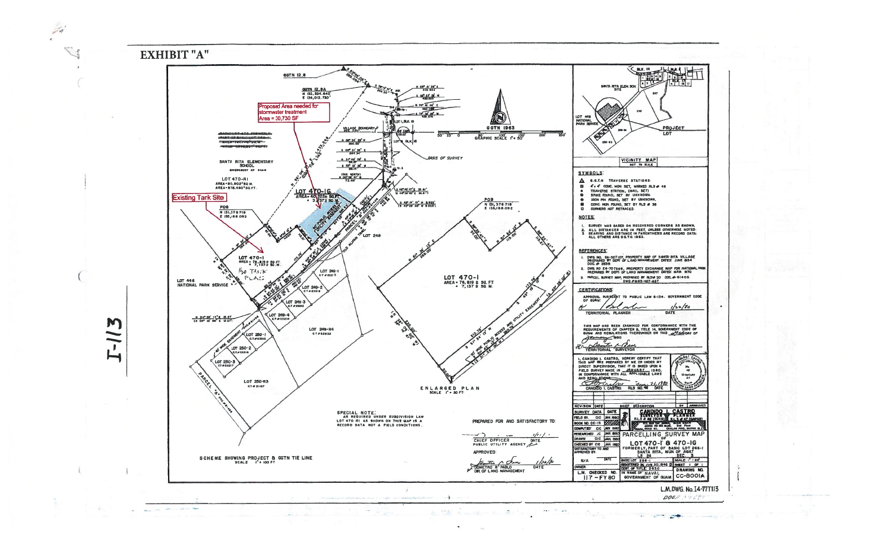# EXHIBIT "A"

Proposed Area needed for stormwater treatment
Area = 30,730 SF

Existing Tank Site

SANTA RITA ELEMENTARY SCHOOL
GOVERNMENT OF GUAM

LOT 470-R1
AREA = 80,902 SQ M.
AREA = 878,460 SQ FT.

LOT 470-IG
AREA = 40,222± SQ FT.
= 3,737± SQ M.

LOT 470-I
AREA = 76,819± SQ FT.
= 7,137± SQ M.

H2O TANK PLACE

LOT 446
NATIONAL PARK SERVICE

LOT 470-I
AREA = 76,819 ± SQ FT
= 7,137 ± SQ M.

ENLARGED PLAN
SCALE 1" = 50 FT

SCHEME SHOWING PROJECT & GGTN TIE LINE
SCALE 1" = 100 FT

SPECIAL NOTE:
AS REQUIRED UNDER SUBDIVISION LAW LOT 470 RI AS SHOWN ON THIS MAP IS A RECORD DATA NOT A FIELD CONDITIONS.

PREPARED FOR AND SATISFACTORY TO:

CHIEF OFFICER
PUBLIC UTILITY AGENCY

APPROVED:

DONETRO R. PABLO
DIR. OF LAND MANAGEMENT

## VICINITY MAP
NOT TO SCALE

## SYMBOLS:

- G.G.T.N. TRAVERSE STATIONS
- 4"x4" CONC. MON. SET, MARKED RLS # 46
- TRAVERSE STATION, (NAIL SET)
- SPIKE FOUND, SET BY UNKNOWN.
- IRON PIN FOUND, SET BY UNKNOWN.
- CONC. MON. FOUND, SET BY RLS # 38
- CORNERS NOT RETRACED.

## NOTES:

1. SURVEY WAS BASED ON RECOVERED CORNERS AS SHOWN.
2. ALL DISTANCES ARE IN FEET, UNLESS OTHERWISE NOTED.
3. BEARING AND DISTANCE IN PARENTHESES ARE RECORD DATA; ALL OTHERS ARE G.G.T.N 1963.

## REFERENCES:

1. DWG. NO. E4-52T107, PROPERTY MAP OF SANTA RITA VILLAGE PREPARED BY DEPT. OF LAND MANAGEMENT DATED: JUNE 1954 DOC. # 2939
2. DWG. NO. E4-70T869, PROPERTY EXCHANGE MAP FOR NATIONAL PARK PREPARED BY DEPT. OF LAND MANAGEMENT DATED: MAR. 1970
3. PARCEL SURVEY MAP, PREPARED BY RLS # 20 DOC. # 61406 DWG # H69-167-4GT

## CERTIFICATIONS:

APPROVAL PURSUANT TO PUBLIC LAW 5-134, GOVERNMENT CODE OF GUAM:

TERRITORIAL PLANNER — DATE 1/22/80

THIS MAP HAS BEEN EXAMINED FOR CONFORMANCE WITH THE REQUIREMENTS OF CHAPTER 9, TITLE 14, GOVERNMENT CODE OF GUAM AND REGULATIONS THEREUNDER ON THIS ___ DAY OF ___ 1980.

TERRITORIAL SURVEYOR

I, CANDIDO L. CASTRO, HEREBY CERTIFY THAT THIS MAP WAS PREPARED BY ME OR UNDER MY DIRECT SUPERVISION, THAT IT IS BASED UPON A FIELD SURVEY MADE IN JANUARY 1980, IN CONFORMANCE WITH ALL APPLICABLE LAWS AND REGULATIONS.

CANDIDO L. CASTRO RLS NO. 46 DATE

| SURVEY DATA | DATE |
|---|---|
| FIELD BY: CIC | JAN 1980 |
| BOOK NO. CC-15 | |
| COMPUTED: CIC | JAN 1980 |
| RESEARCHED: JC | JAN 1980 |
| DRAWN: CIC | JAN 1980 |
| CHECKED BY: CIC | JAN 1980 |

CANDIDO L. CASTRO
SURVEYOR & PLANNER
RLS # 46 (GUAM)

PARCELLING SURVEY MAP OF LOT 470-I & 470-IG
FORMERLY PART OF BASIC LOT 266-I
SANTA RITA, MUN. OF AGAT

OWNER: IN NAME OF NAVAL GOVERNMENT OF GUAM

L.M. CHECKED NO. 117 - FY80

DRAWING NO. CC-8001A

L.M.DWG. No. I4-77T1113

I-113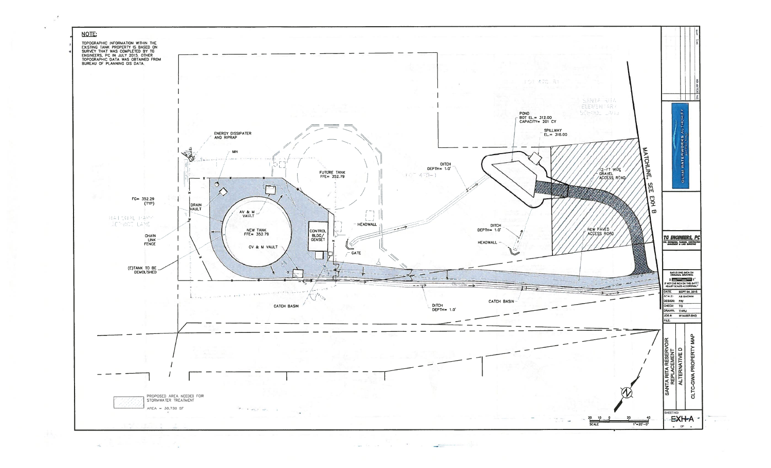**NOTE:**

TOPOGRAPHIC INFORMATION WITHIN THE EXISTING TANK PROPERTY IS BASED ON SURVEY THAT WAS COMPLETED BY TG ENGINEERS, PC IN JULY 2015. OTHER TOPOGRAPHIC DATA WAS OBTAINED FROM BUREAU OF PLANNING GIS DATA.

ENERGY DISSIPATER AND RIPRAP

MH

FUTURE TANK
FFE= 352.79

POND
BOT EL.= 312.00
CAPACITY= 201 CY

SPILLWAY
EL.= 316.00

SANTA RITA ELEMENTARY SCHOOL LAND

12-FT WIDE GRAVEL ACCESS ROAD

MATCHLINE, SEE EXH B

DITCH
DEPTH= 1.0'

FG= 352.29
(TYP)

DRAIN VAULT

AV & M VAULT

NEW TANK
FFE= 352.79

CONTROL BLDG/ GENSET

CV & M VAULT

CHAIN LINK FENCE

HEADWALL

GATE

(E)TANK TO BE DEMOLISHED

DITCH
DEPTH= 1.0'

HEADWALL

NEW PAVED ACCESS ROAD

CATCH BASIN

DITCH
DEPTH= 1.0'

CATCH BASIN

PROPOSED AREA NEEDED FOR STORMWATER TREATMENT

AREA = 30,730 SF

SCALE 1"=20'-0"

GUAM WATERWORKS AUTHORITY

TG ENGINEERS, PC
CIVIL ENGINEERING, PLANNING, CONSTRUCTION MANAGEMENT & LAND SURVEYING

BAR IS ONE INCH ON ORIGINAL DRAWING
IF NOT ONE INCH ON THIS SHEET, ADJUST SCALES ACCORDINGLY

| | |
|---|---|
| DATE: | SEPT 04, 2015 |
| SCALE: | AS SHOWN |
| DESIGN: | FRI |
| CHECK: | TG |
| DRAWN: | THRJ |
| JOB #: | W14-007-SND |
| FILE: | |

SANTA RITA RESERVOIR REPLACEMENT
ALTERNATIVE D
CLTC-GWA PROPERTY MAP

SHEET NO:
EXH-A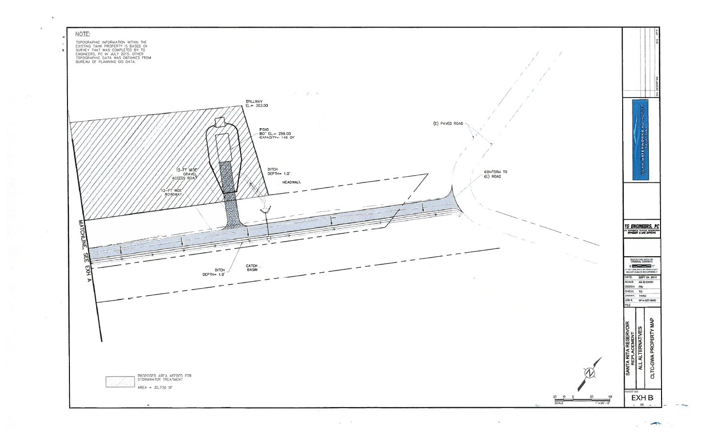NOTE:

TOPOGRAPHIC INFORMATION WITHIN THE EXISTING TANK PROPERTY IS BASED ON SURVEY THAT WAS COMPLETED BY TG ENGINEERS, PC IN JULY 2015. OTHER TOPOGRAPHIC DATA WAS OBTAINED FROM BUREAU OF PLANNING GIS DATA.

SPILLWAY
EL.= 303.00

POND
BOT EL.= 299.00
CAPACITY= 149 CY

12-FT WIDE GRAVEL ACCESS ROAD

12-FT WIDE ROADWAY

DITCH
DEPTH= 1.0'

HEADWALL

(E) PAVED ROAD

CONFORM TO (E) ROAD

MATCHLINE, SEE EXH A

DITCH
DEPTH= 1.0'

CATCH BASIN

PROPOSED AREA NEEDED FOR STORMWATER TREATMENT

AREA = 30,730 SF

20 10 0 20 40
SCALE 1"=20'-0"

GUAM WATERWORKS AUTHORITY

TG ENGINEERS, PC

BAR IS ONE INCH ON ORIGINAL DRAWING
0 1"
IF NOT ONE INCH ON THIS SHEET, ADJUST SCALES ACCORDINGLY

| | |
|---|---|
| DATE: | SEPT 04, 2015 |
| SCALE: | AS SHOWN |
| DESIGN: | FRV |
| CHECK: | TG |
| DRAWN: | TH/RJ |
| JOB #: | W14-007-BND |
| FILE: | |

SANTA RITA RESERVOIR REPLACEMENT

ALL ALTERNATIVES

CLTC-GWA PROPERTY MAP

SHEET NO.
EXH B